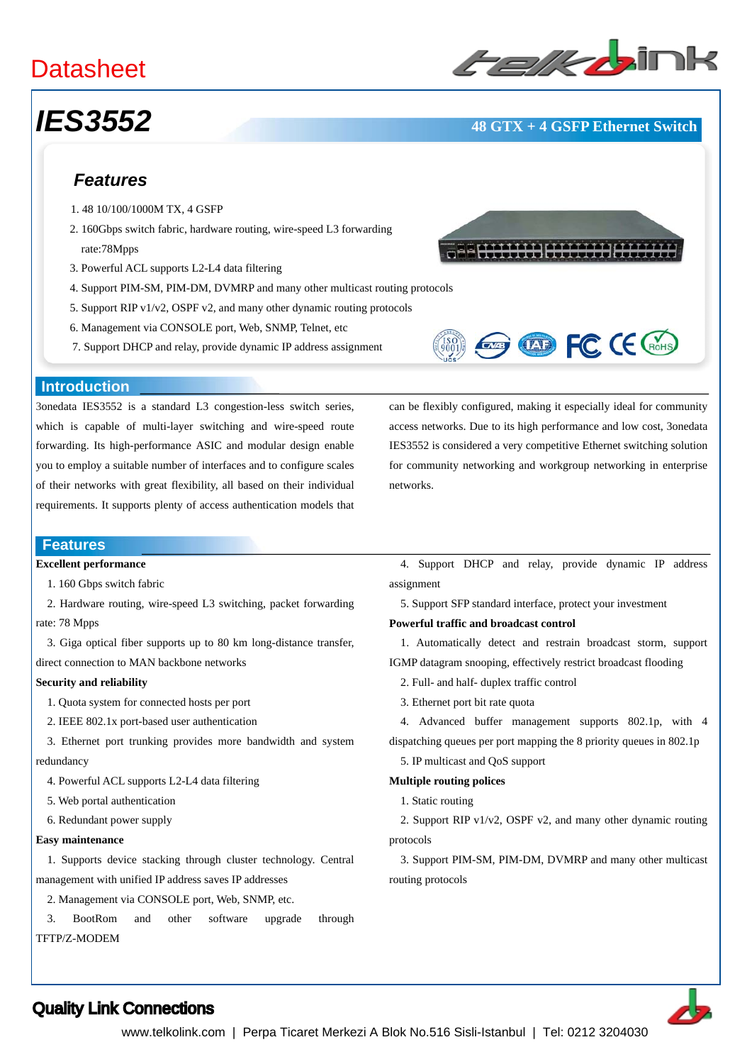# Datasheet

# IES3552

**48 GTX + 4 GSFP Ethernet Switch**

## Features

1. 48 10/100/1000M TX, 4 GSFP
2. 160Gbps switch fabric, hardware routing, wire-speed L3 forwarding rate:78Mpps
3. Powerful ACL supports L2-L4 data filtering
4. Support PIM-SM, PIM-DM, DVMRP and many other multicast routing protocols
5. Support RIP v1/v2, OSPF v2, and many other dynamic routing protocols
6. Management via CONSOLE port, Web, SNMP, Telnet, etc
7. Support DHCP and relay, provide dynamic IP address assignment

## Introduction

3onedata IES3552 is a standard L3 congestion-less switch series, which is capable of multi-layer switching and wire-speed route forwarding. Its high-performance ASIC and modular design enable you to employ a suitable number of interfaces and to configure scales of their networks with great flexibility, all based on their individual requirements. It supports plenty of access authentication models that can be flexibly configured, making it especially ideal for community access networks. Due to its high performance and low cost, 3onedata IES3552 is considered a very competitive Ethernet switching solution for community networking and workgroup networking in enterprise networks.

## Features

**Excellent performance**

1. 160 Gbps switch fabric
2. Hardware routing, wire-speed L3 switching, packet forwarding rate: 78 Mpps
3. Giga optical fiber supports up to 80 km long-distance transfer, direct connection to MAN backbone networks

**Security and reliability**

1. Quota system for connected hosts per port
2. IEEE 802.1x port-based user authentication
3. Ethernet port trunking provides more bandwidth and system redundancy
4. Powerful ACL supports L2-L4 data filtering
5. Web portal authentication
6. Redundant power supply

**Easy maintenance**

1. Supports device stacking through cluster technology. Central management with unified IP address saves IP addresses
2. Management via CONSOLE port, Web, SNMP, etc.
3. BootRom and other software upgrade through TFTP/Z-MODEM
4. Support DHCP and relay, provide dynamic IP address assignment
5. Support SFP standard interface, protect your investment

**Powerful traffic and broadcast control**

1. Automatically detect and restrain broadcast storm, support IGMP datagram snooping, effectively restrict broadcast flooding
2. Full- and half- duplex traffic control
3. Ethernet port bit rate quota
4. Advanced buffer management supports 802.1p, with 4 dispatching queues per port mapping the 8 priority queues in 802.1p
5. IP multicast and QoS support

**Multiple routing polices**

1. Static routing
2. Support RIP v1/v2, OSPF v2, and many other dynamic routing protocols
3. Support PIM-SM, PIM-DM, DVMRP and many other multicast routing protocols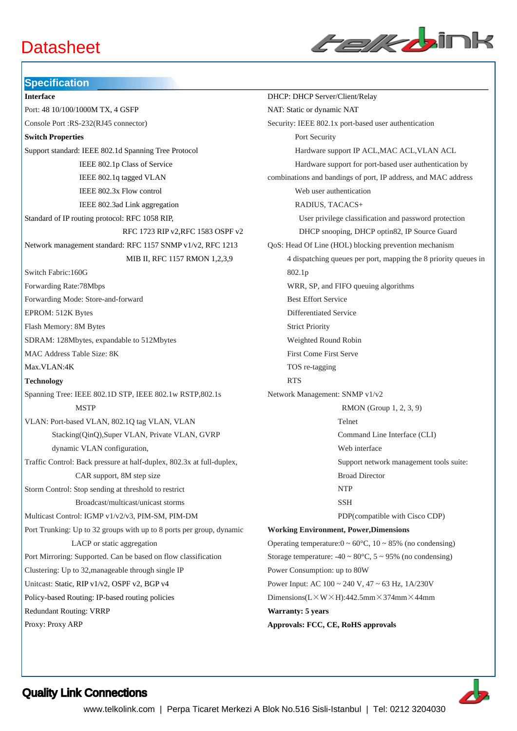# Datasheet

## Specification

**Interface**

Port: 48 10/100/1000M TX, 4 GSFP

Console Port :RS-232(RJ45 connector)

**Switch Properties**

Support standard: IEEE 802.1d Spanning Tree Protocol
IEEE 802.1p Class of Service
IEEE 802.1q tagged VLAN
IEEE 802.3x Flow control
IEEE 802.3ad Link aggregation

Standard of IP routing protocol: RFC 1058 RIP,
RFC 1723 RIP v2,RFC 1583 OSPF v2

Network management standard: RFC 1157 SNMP v1/v2, RFC 1213
MIB II, RFC 1157 RMON 1,2,3,9

Switch Fabric:160G

Forwarding Rate:78Mbps

Forwarding Mode: Store-and-forward

EPROM: 512K Bytes

Flash Memory: 8M Bytes

SDRAM: 128Mbytes, expandable to 512Mbytes

MAC Address Table Size: 8K

Max.VLAN:4K

**Technology**

Spanning Tree: IEEE 802.1D STP, IEEE 802.1w RSTP,802.1s
MSTP

VLAN: Port-based VLAN, 802.1Q tag VLAN, VLAN
Stacking(QinQ),Super VLAN, Private VLAN, GVRP
dynamic VLAN configuration,

Traffic Control: Back pressure at half-duplex, 802.3x at full-duplex,
CAR support, 8M step size

Storm Control: Stop sending at threshold to restrict
Broadcast/multicast/unicast storms

Multicast Control: IGMP v1/v2/v3, PIM-SM, PIM-DM

Port Trunking: Up to 32 groups with up to 8 ports per group, dynamic
LACP or static aggregation

Port Mirroring: Supported. Can be based on flow classification

Clustering: Up to 32,manageable through single IP

Unitcast: Static, RIP v1/v2, OSPF v2, BGP v4

Policy-based Routing: IP-based routing policies

Redundant Routing: VRRP

Proxy: Proxy ARP

DHCP: DHCP Server/Client/Relay

NAT: Static or dynamic NAT

Security: IEEE 802.1x port-based user authentication
Port Security
Hardware support IP ACL,MAC ACL,VLAN ACL
Hardware support for port-based user authentication by
combinations and bandings of port, IP address, and MAC address
Web user authentication
RADIUS, TACACS+
User privilege classification and password protection
DHCP snooping, DHCP optin82, IP Source Guard

QoS: Head Of Line (HOL) blocking prevention mechanism
4 dispatching queues per port, mapping the 8 priority queues in
802.1p
WRR, SP, and FIFO queuing algorithms
Best Effort Service
Differentiated Service
Strict Priority
Weighted Round Robin
First Come First Serve
TOS re-tagging
RTS

Network Management: SNMP v1/v2
RMON (Group 1, 2, 3, 9)
Telnet
Command Line Interface (CLI)
Web interface
Support network management tools suite:
Broad Director
NTP
SSH
PDP(compatible with Cisco CDP)

**Working Environment, Power,Dimensions**

Operating temperature:0 ~ 60°C, 10 ~ 85% (no condensing)

Storage temperature: -40 ~ 80°C, 5 ~ 95% (no condensing)

Power Consumption: up to 80W

Power Input: AC 100 ~ 240 V, 47 ~ 63 Hz, 1A/230V

Dimensions(L×W×H):442.5mm×374mm×44mm

**Warranty: 5 years**

**Approvals: FCC, CE, RoHS approvals**

**Quality Link Connections**

www.telkolink.com | Perpa Ticaret Merkezi A Blok No.516 Sisli-Istanbul | Tel: 0212 3204030